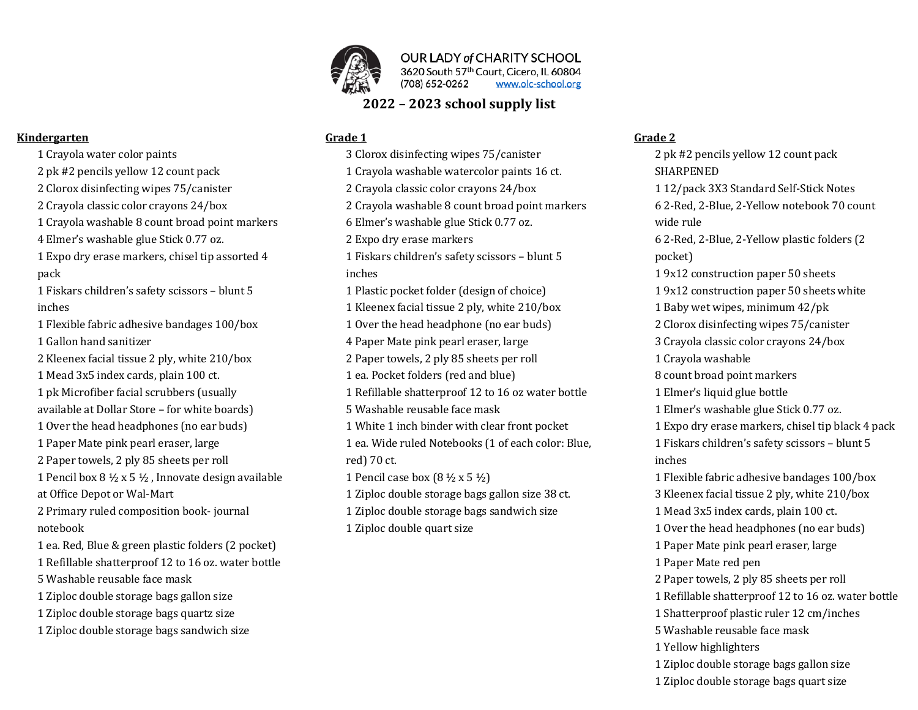OUR LADY *of* CHARITY SCHOOL
3620 South 57th Court, Cicero, IL 60804
(708) 652-0262 www.olc-school.org

# 2022 – 2023 school supply list

## Kindergarten

- 1 Crayola water color paints
- 2 pk #2 pencils yellow 12 count pack
- 2 Clorox disinfecting wipes 75/canister
- 2 Crayola classic color crayons 24/box
- 1 Crayola washable 8 count broad point markers
- 4 Elmer's washable glue Stick 0.77 oz.
- 1 Expo dry erase markers, chisel tip assorted 4 pack
- 1 Fiskars children's safety scissors – blunt 5 inches
- 1 Flexible fabric adhesive bandages 100/box
- 1 Gallon hand sanitizer
- 2 Kleenex facial tissue 2 ply, white 210/box
- 1 Mead 3x5 index cards, plain 100 ct.
- 1 pk Microfiber facial scrubbers (usually available at Dollar Store – for white boards)
- 1 Over the head headphones (no ear buds)
- 1 Paper Mate pink pearl eraser, large
- 2 Paper towels, 2 ply 85 sheets per roll
- 1 Pencil box 8 ½ x 5 ½ , Innovate design available at Office Depot or Wal-Mart
- 2 Primary ruled composition book- journal notebook
- 1 ea. Red, Blue & green plastic folders (2 pocket)
- 1 Refillable shatterproof 12 to 16 oz. water bottle
- 5 Washable reusable face mask
- 1 Ziploc double storage bags gallon size
- 1 Ziploc double storage bags quartz size
- 1 Ziploc double storage bags sandwich size

## Grade 1

- 3 Clorox disinfecting wipes 75/canister
- 1 Crayola washable watercolor paints 16 ct.
- 2 Crayola classic color crayons 24/box
- 2 Crayola washable 8 count broad point markers
- 6 Elmer's washable glue Stick 0.77 oz.
- 2 Expo dry erase markers
- 1 Fiskars children's safety scissors – blunt 5 inches
- 1 Plastic pocket folder (design of choice)
- 1 Kleenex facial tissue 2 ply, white 210/box
- 1 Over the head headphone (no ear buds)
- 4 Paper Mate pink pearl eraser, large
- 2 Paper towels, 2 ply 85 sheets per roll
- 1 ea. Pocket folders (red and blue)
- 1 Refillable shatterproof 12 to 16 oz water bottle
- 5 Washable reusable face mask
- 1 White 1 inch binder with clear front pocket
- 1 ea. Wide ruled Notebooks (1 of each color: Blue, red) 70 ct.
- 1 Pencil case box (8 ½ x 5 ½)
- 1 Ziploc double storage bags gallon size 38 ct.
- 1 Ziploc double storage bags sandwich size
- 1 Ziploc double quart size

## Grade 2

- 2 pk #2 pencils yellow 12 count pack SHARPENED
- 1 12/pack 3X3 Standard Self-Stick Notes
- 6 2-Red, 2-Blue, 2-Yellow notebook 70 count wide rule
- 6 2-Red, 2-Blue, 2-Yellow plastic folders (2 pocket)
- 1 9x12 construction paper 50 sheets
- 1 9x12 construction paper 50 sheets white
- 1 Baby wet wipes, minimum 42/pk
- 2 Clorox disinfecting wipes 75/canister
- 3 Crayola classic color crayons 24/box
- 1 Crayola washable 8 count broad point markers
- 1 Elmer's liquid glue bottle
- 1 Elmer's washable glue Stick 0.77 oz.
- 1 Expo dry erase markers, chisel tip black 4 pack
- 1 Fiskars children's safety scissors – blunt 5 inches
- 1 Flexible fabric adhesive bandages 100/box
- 3 Kleenex facial tissue 2 ply, white 210/box
- 1 Mead 3x5 index cards, plain 100 ct.
- 1 Over the head headphones (no ear buds)
- 1 Paper Mate pink pearl eraser, large
- 1 Paper Mate red pen
- 2 Paper towels, 2 ply 85 sheets per roll
- 1 Refillable shatterproof 12 to 16 oz. water bottle
- 1 Shatterproof plastic ruler 12 cm/inches
- 5 Washable reusable face mask
- 1 Yellow highlighters
- 1 Ziploc double storage bags gallon size
- 1 Ziploc double storage bags quart size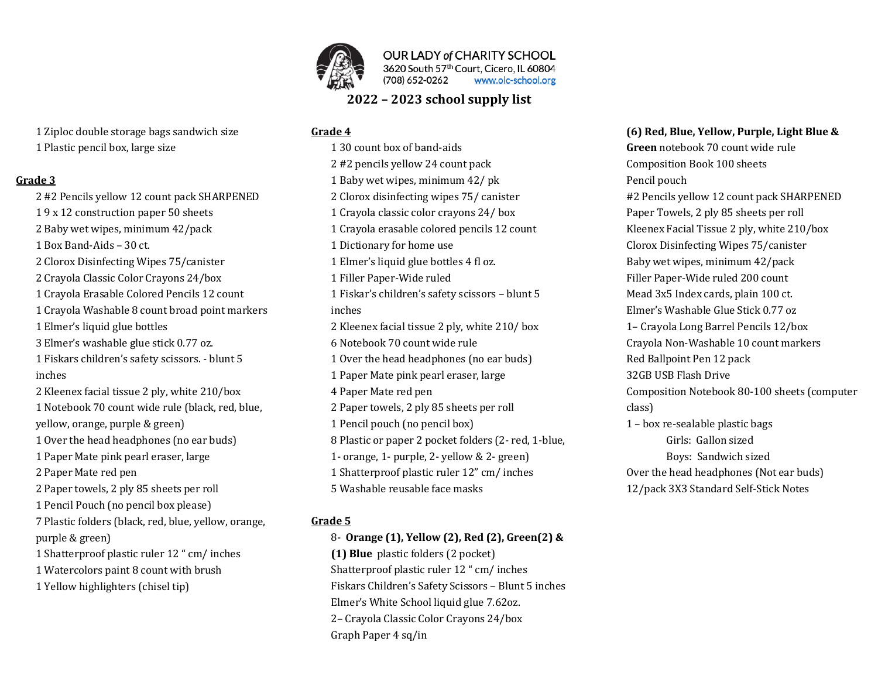OUR LADY *of* CHARITY SCHOOL
3620 South 57th Court, Cicero, IL 60804
(708) 652-0262 www.olc-school.org

## 2022 – 2023 school supply list

- 1 Ziploc double storage bags sandwich size
- 1 Plastic pencil box, large size

### Grade 3

- 2 #2 Pencils yellow 12 count pack SHARPENED
- 1 9 x 12 construction paper 50 sheets
- 2 Baby wet wipes, minimum 42/pack
- 1 Box Band-Aids – 30 ct.
- 2 Clorox Disinfecting Wipes 75/canister
- 2 Crayola Classic Color Crayons 24/box
- 1 Crayola Erasable Colored Pencils 12 count
- 1 Crayola Washable 8 count broad point markers
- 1 Elmer's liquid glue bottles
- 3 Elmer's washable glue stick 0.77 oz.
- 1 Fiskars children's safety scissors. - blunt 5 inches
- 2 Kleenex facial tissue 2 ply, white 210/box
- 1 Notebook 70 count wide rule (black, red, blue, yellow, orange, purple & green)
- 1 Over the head headphones (no ear buds)
- 1 Paper Mate pink pearl eraser, large
- 2 Paper Mate red pen
- 2 Paper towels, 2 ply 85 sheets per roll
- 1 Pencil Pouch (no pencil box please)
- 7 Plastic folders (black, red, blue, yellow, orange, purple & green)
- 1 Shatterproof plastic ruler 12 " cm/ inches
- 1 Watercolors paint 8 count with brush
- 1 Yellow highlighters (chisel tip)

### Grade 4

- 1 30 count box of band-aids
- 2 #2 pencils yellow 24 count pack
- 1 Baby wet wipes, minimum 42/ pk
- 2 Clorox disinfecting wipes 75/ canister
- 1 Crayola classic color crayons 24/ box
- 1 Crayola erasable colored pencils 12 count
- 1 Dictionary for home use
- 1 Elmer's liquid glue bottles 4 fl oz.
- 1 Filler Paper-Wide ruled
- 1 Fiskar's children's safety scissors – blunt 5 inches
- 2 Kleenex facial tissue 2 ply, white 210/ box
- 6 Notebook 70 count wide rule
- 1 Over the head headphones (no ear buds)
- 1 Paper Mate pink pearl eraser, large
- 4 Paper Mate red pen
- 2 Paper towels, 2 ply 85 sheets per roll
- 1 Pencil pouch (no pencil box)
- 8 Plastic or paper 2 pocket folders (2- red, 1-blue, 1- orange, 1- purple, 2- yellow & 2- green)
- 1 Shatterproof plastic ruler 12" cm/ inches
- 5 Washable reusable face masks

### Grade 5

- 8- **Orange (1), Yellow (2), Red (2), Green(2) & (1) Blue** plastic folders (2 pocket)
- Shatterproof plastic ruler 12 " cm/ inches
- Fiskars Children's Safety Scissors – Blunt 5 inches
- Elmer's White School liquid glue 7.62oz.
- 2– Crayola Classic Color Crayons 24/box
- Graph Paper 4 sq/in
- **(6) Red, Blue, Yellow, Purple, Light Blue & Green** notebook 70 count wide rule
- Composition Book 100 sheets
- Pencil pouch
- #2 Pencils yellow 12 count pack SHARPENED
- Paper Towels, 2 ply 85 sheets per roll
- Kleenex Facial Tissue 2 ply, white 210/box
- Clorox Disinfecting Wipes 75/canister
- Baby wet wipes, minimum 42/pack
- Filler Paper-Wide ruled 200 count
- Mead 3x5 Index cards, plain 100 ct.
- Elmer's Washable Glue Stick 0.77 oz
- 1– Crayola Long Barrel Pencils 12/box
- Crayola Non-Washable 10 count markers
- Red Ballpoint Pen 12 pack
- 32GB USB Flash Drive
- Composition Notebook 80-100 sheets (computer class)
- 1 – box re-sealable plastic bags
  - Girls: Gallon sized
  - Boys: Sandwich sized
- Over the head headphones (Not ear buds)
- 12/pack 3X3 Standard Self-Stick Notes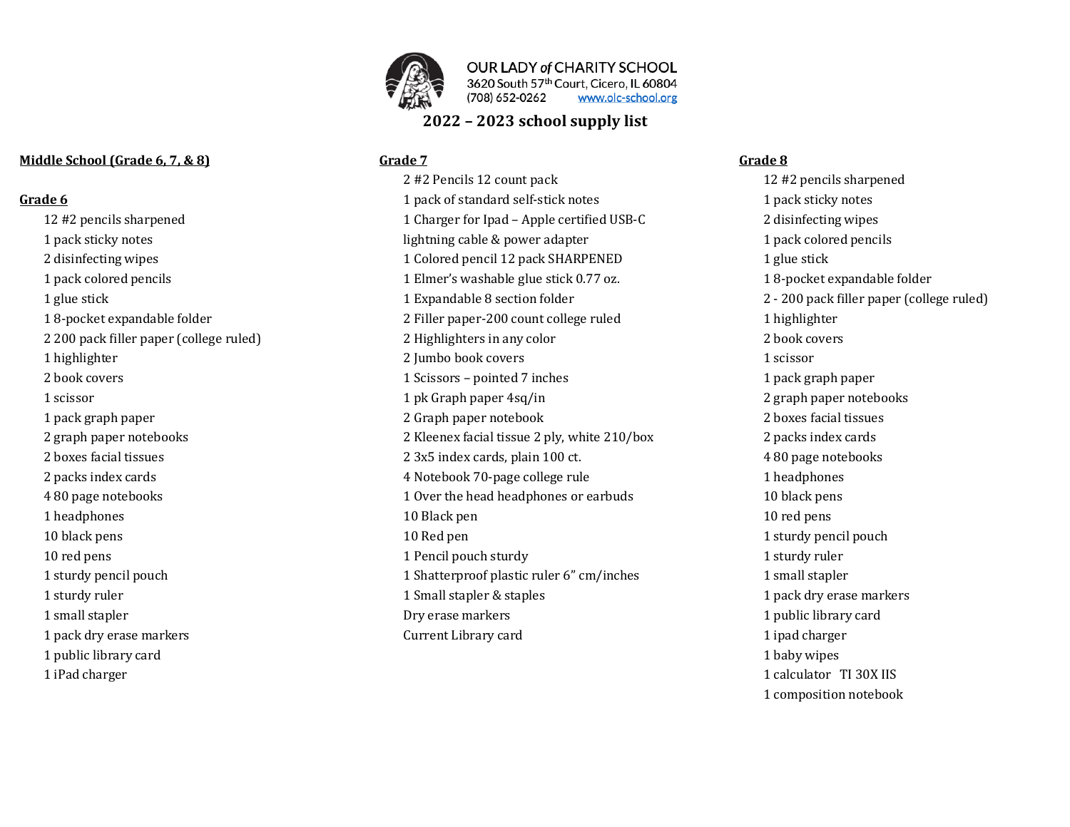OUR LADY *of* CHARITY SCHOOL
3620 South 57th Court, Cicero, IL 60804
(708) 652-0262 www.olc-school.org

# 2022 – 2023 school supply list

## Middle School (Grade 6, 7, & 8)

### Grade 6

- 12 #2 pencils sharpened
- 1 pack sticky notes
- 2 disinfecting wipes
- 1 pack colored pencils
- 1 glue stick
- 1 8-pocket expandable folder
- 2 200 pack filler paper (college ruled)
- 1 highlighter
- 2 book covers
- 1 scissor
- 1 pack graph paper
- 2 graph paper notebooks
- 2 boxes facial tissues
- 2 packs index cards
- 4 80 page notebooks
- 1 headphones
- 10 black pens
- 10 red pens
- 1 sturdy pencil pouch
- 1 sturdy ruler
- 1 small stapler
- 1 pack dry erase markers
- 1 public library card
- 1 iPad charger

### Grade 7

- 2 #2 Pencils 12 count pack
- 1 pack of standard self-stick notes
- 1 Charger for Ipad – Apple certified USB-C lightning cable & power adapter
- 1 Colored pencil 12 pack SHARPENED
- 1 Elmer's washable glue stick 0.77 oz.
- 1 Expandable 8 section folder
- 2 Filler paper-200 count college ruled
- 2 Highlighters in any color
- 2 Jumbo book covers
- 1 Scissors – pointed 7 inches
- 1 pk Graph paper 4sq/in
- 2 Graph paper notebook
- 2 Kleenex facial tissue 2 ply, white 210/box
- 2 3x5 index cards, plain 100 ct.
- 4 Notebook 70-page college rule
- 1 Over the head headphones or earbuds
- 10 Black pen
- 10 Red pen
- 1 Pencil pouch sturdy
- 1 Shatterproof plastic ruler 6" cm/inches
- 1 Small stapler & staples
- Dry erase markers
- Current Library card

### Grade 8

- 12 #2 pencils sharpened
- 1 pack sticky notes
- 2 disinfecting wipes
- 1 pack colored pencils
- 1 glue stick
- 1 8-pocket expandable folder
- 2 - 200 pack filler paper (college ruled)
- 1 highlighter
- 2 book covers
- 1 scissor
- 1 pack graph paper
- 2 graph paper notebooks
- 2 boxes facial tissues
- 2 packs index cards
- 4 80 page notebooks
- 1 headphones
- 10 black pens
- 10 red pens
- 1 sturdy pencil pouch
- 1 sturdy ruler
- 1 small stapler
- 1 pack dry erase markers
- 1 public library card
- 1 ipad charger
- 1 baby wipes
- 1 calculator TI 30X IIS
- 1 composition notebook